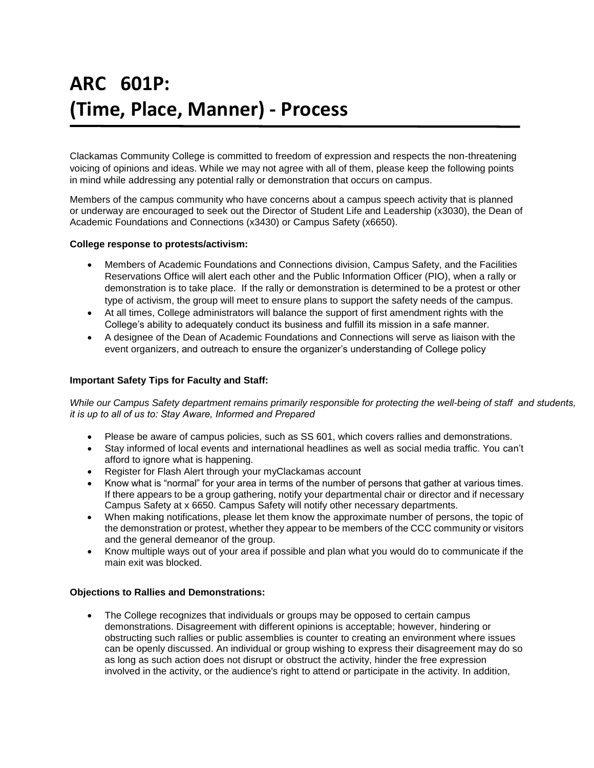# ARC 601P: (Time, Place, Manner) - Process

Clackamas Community College is committed to freedom of expression and respects the non-threatening voicing of opinions and ideas. While we may not agree with all of them, please keep the following points in mind while addressing any potential rally or demonstration that occurs on campus.

Members of the campus community who have concerns about a campus speech activity that is planned or underway are encouraged to seek out the Director of Student Life and Leadership (x3030), the Dean of Academic Foundations and Connections (x3430) or Campus Safety (x6650).

**College response to protests/activism:**

- Members of Academic Foundations and Connections division, Campus Safety, and the Facilities Reservations Office will alert each other and the Public Information Officer (PIO), when a rally or demonstration is to take place. If the rally or demonstration is determined to be a protest or other type of activism, the group will meet to ensure plans to support the safety needs of the campus.
- At all times, College administrators will balance the support of first amendment rights with the College's ability to adequately conduct its business and fulfill its mission in a safe manner.
- A designee of the Dean of Academic Foundations and Connections will serve as liaison with the event organizers, and outreach to ensure the organizer's understanding of College policy

**Important Safety Tips for Faculty and Staff:**

*While our Campus Safety department remains primarily responsible for protecting the well-being of staff and students, it is up to all of us to: Stay Aware, Informed and Prepared*

- Please be aware of campus policies, such as SS 601, which covers rallies and demonstrations.
- Stay informed of local events and international headlines as well as social media traffic. You can't afford to ignore what is happening.
- Register for Flash Alert through your myClackamas account
- Know what is "normal" for your area in terms of the number of persons that gather at various times. If there appears to be a group gathering, notify your departmental chair or director and if necessary Campus Safety at x 6650. Campus Safety will notify other necessary departments.
- When making notifications, please let them know the approximate number of persons, the topic of the demonstration or protest, whether they appear to be members of the CCC community or visitors and the general demeanor of the group.
- Know multiple ways out of your area if possible and plan what you would do to communicate if the main exit was blocked.

**Objections to Rallies and Demonstrations:**

- The College recognizes that individuals or groups may be opposed to certain campus demonstrations. Disagreement with different opinions is acceptable; however, hindering or obstructing such rallies or public assemblies is counter to creating an environment where issues can be openly discussed. An individual or group wishing to express their disagreement may do so as long as such action does not disrupt or obstruct the activity, hinder the free expression involved in the activity, or the audience's right to attend or participate in the activity. In addition,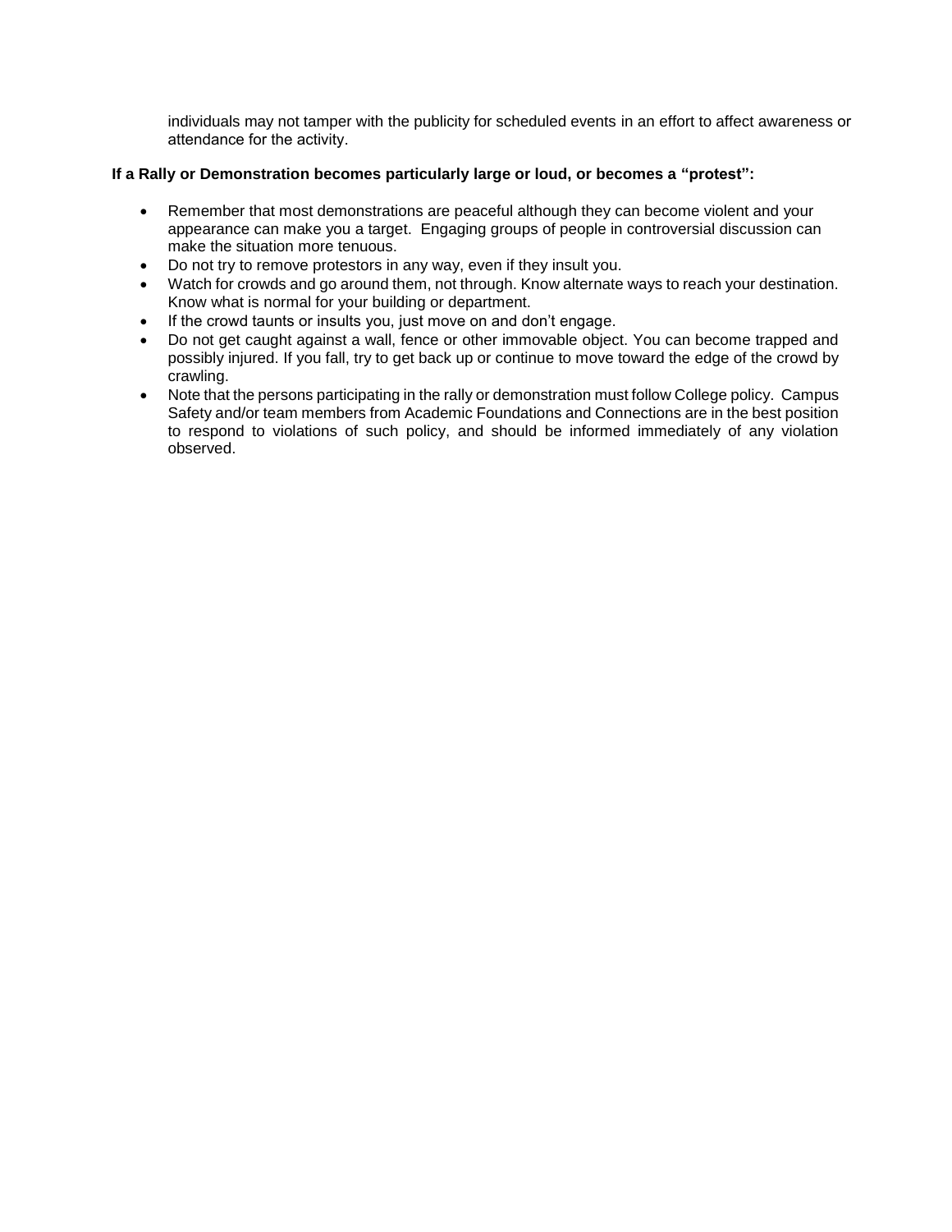individuals may not tamper with the publicity for scheduled events in an effort to affect awareness or attendance for the activity.

**If a Rally or Demonstration becomes particularly large or loud, or becomes a "protest":**

- Remember that most demonstrations are peaceful although they can become violent and your appearance can make you a target. Engaging groups of people in controversial discussion can make the situation more tenuous.
- Do not try to remove protestors in any way, even if they insult you.
- Watch for crowds and go around them, not through. Know alternate ways to reach your destination. Know what is normal for your building or department.
- If the crowd taunts or insults you, just move on and don't engage.
- Do not get caught against a wall, fence or other immovable object. You can become trapped and possibly injured. If you fall, try to get back up or continue to move toward the edge of the crowd by crawling.
- Note that the persons participating in the rally or demonstration must follow College policy. Campus Safety and/or team members from Academic Foundations and Connections are in the best position to respond to violations of such policy, and should be informed immediately of any violation observed.